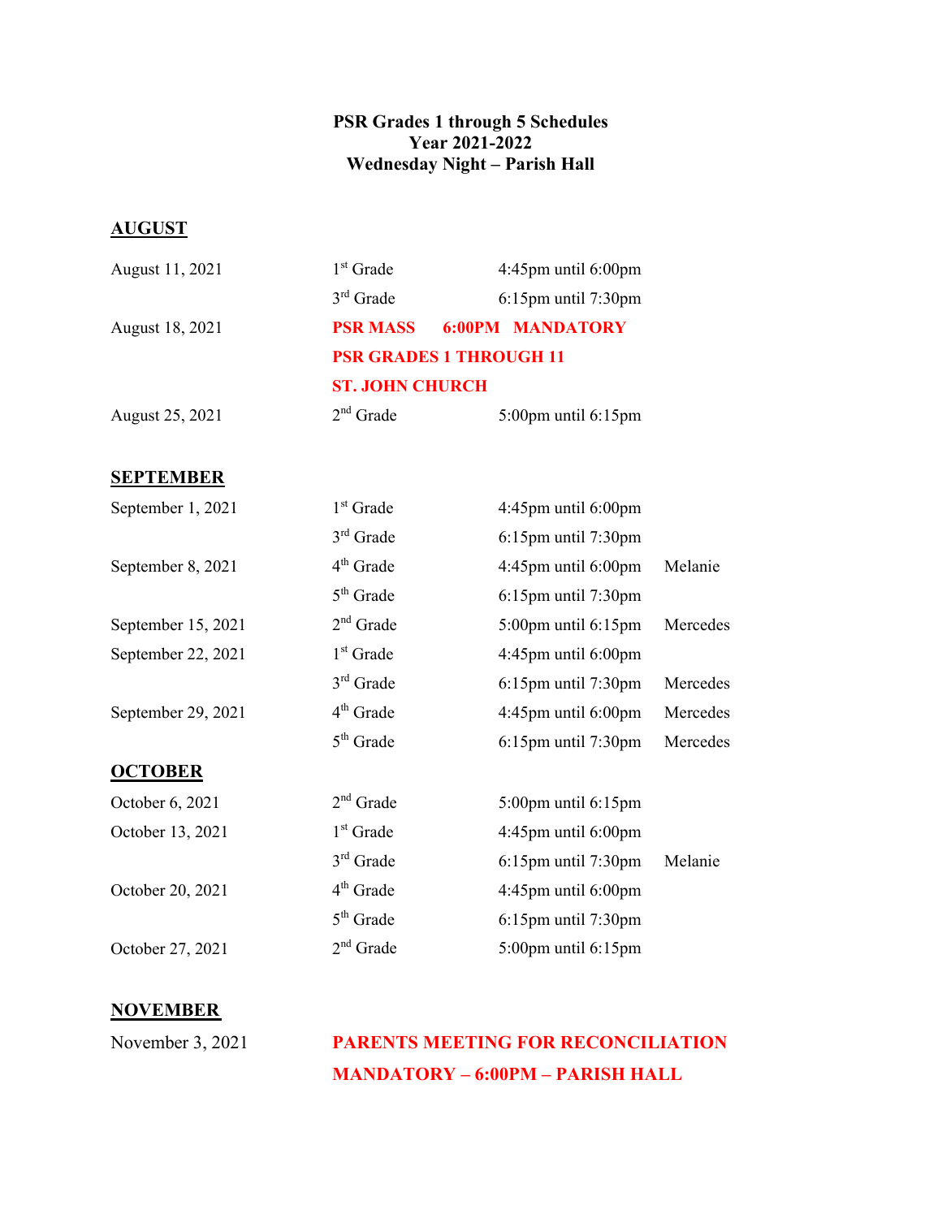**PSR Grades 1 through 5 Schedules**
**Year 2021-2022**
**Wednesday Night – Parish Hall**

## AUGUST

| | | | |
|---|---|---|---|
| August 11, 2021 | 1st Grade | 4:45pm until 6:00pm | |
| | 3rd Grade | 6:15pm until 7:30pm | |
| August 18, 2021 | **PSR MASS 6:00PM MANDATORY** | | |
| | **PSR GRADES 1 THROUGH 11** | | |
| | **ST. JOHN CHURCH** | | |
| August 25, 2021 | 2nd Grade | 5:00pm until 6:15pm | |

## SEPTEMBER

| | | | |
|---|---|---|---|
| September 1, 2021 | 1st Grade | 4:45pm until 6:00pm | |
| | 3rd Grade | 6:15pm until 7:30pm | |
| September 8, 2021 | 4th Grade | 4:45pm until 6:00pm | Melanie |
| | 5th Grade | 6:15pm until 7:30pm | |
| September 15, 2021 | 2nd Grade | 5:00pm until 6:15pm | Mercedes |
| September 22, 2021 | 1st Grade | 4:45pm until 6:00pm | |
| | 3rd Grade | 6:15pm until 7:30pm | Mercedes |
| September 29, 2021 | 4th Grade | 4:45pm until 6:00pm | Mercedes |
| | 5th Grade | 6:15pm until 7:30pm | Mercedes |

## OCTOBER

| | | | |
|---|---|---|---|
| October 6, 2021 | 2nd Grade | 5:00pm until 6:15pm | |
| October 13, 2021 | 1st Grade | 4:45pm until 6:00pm | |
| | 3rd Grade | 6:15pm until 7:30pm | Melanie |
| October 20, 2021 | 4th Grade | 4:45pm until 6:00pm | |
| | 5th Grade | 6:15pm until 7:30pm | |
| October 27, 2021 | 2nd Grade | 5:00pm until 6:15pm | |

## NOVEMBER

| | |
|---|---|
| November 3, 2021 | **PARENTS MEETING FOR RECONCILIATION** |
| | **MANDATORY – 6:00PM – PARISH HALL** |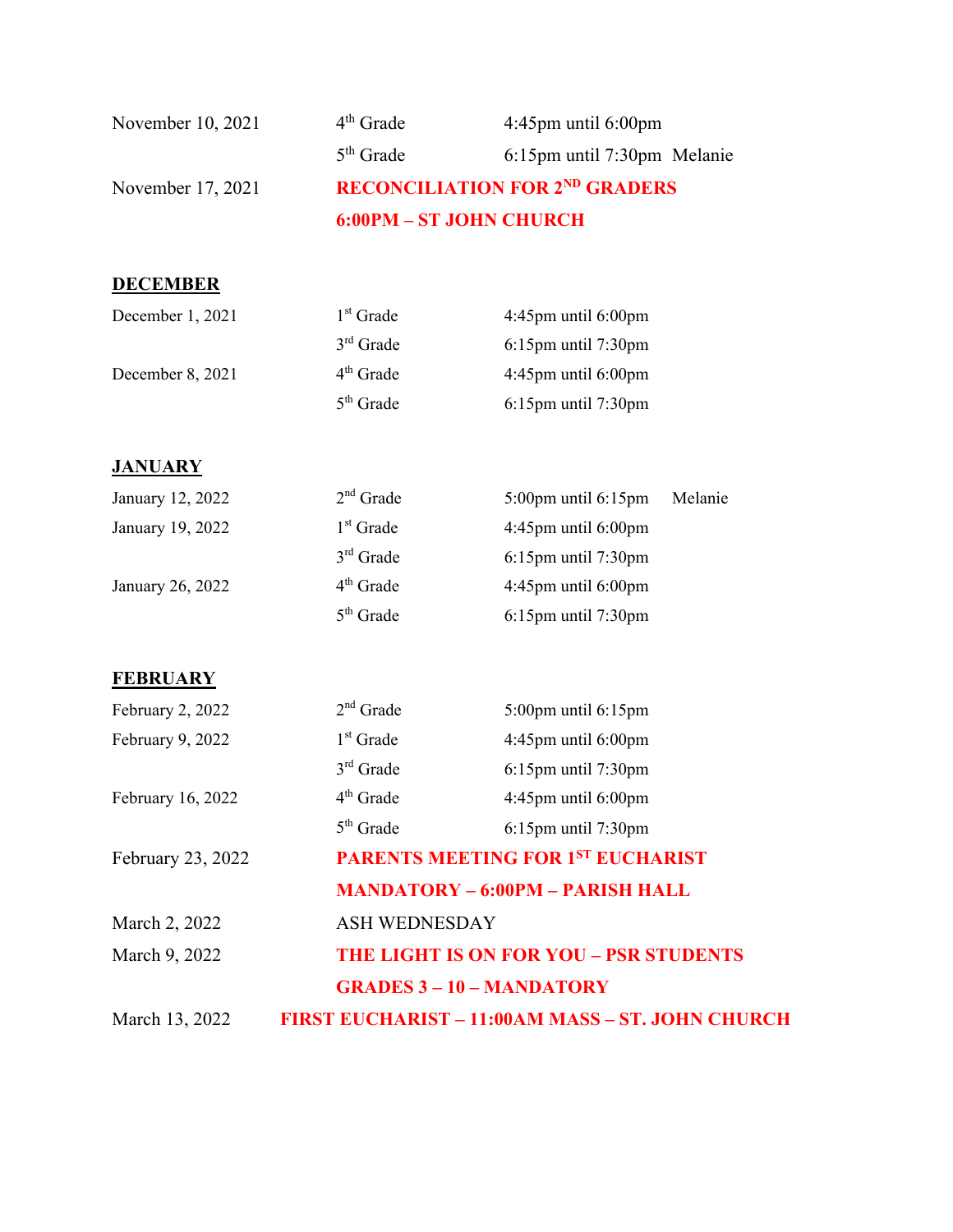| | | | |
|---|---|---|---|
| November 10, 2021 | 4th Grade | 4:45pm until 6:00pm | |
| | 5th Grade | 6:15pm until 7:30pm | Melanie |
| November 17, 2021 | **RECONCILIATION FOR 2ND GRADERS** | | |
| | **6:00PM – ST JOHN CHURCH** | | |

**DECEMBER**

| | | | |
|---|---|---|---|
| December 1, 2021 | 1st Grade | 4:45pm until 6:00pm | |
| | 3rd Grade | 6:15pm until 7:30pm | |
| December 8, 2021 | 4th Grade | 4:45pm until 6:00pm | |
| | 5th Grade | 6:15pm until 7:30pm | |

**JANUARY**

| | | | |
|---|---|---|---|
| January 12, 2022 | 2nd Grade | 5:00pm until 6:15pm | Melanie |
| January 19, 2022 | 1st Grade | 4:45pm until 6:00pm | |
| | 3rd Grade | 6:15pm until 7:30pm | |
| January 26, 2022 | 4th Grade | 4:45pm until 6:00pm | |
| | 5th Grade | 6:15pm until 7:30pm | |

**FEBRUARY**

| | | | |
|---|---|---|---|
| February 2, 2022 | 2nd Grade | 5:00pm until 6:15pm | |
| February 9, 2022 | 1st Grade | 4:45pm until 6:00pm | |
| | 3rd Grade | 6:15pm until 7:30pm | |
| February 16, 2022 | 4th Grade | 4:45pm until 6:00pm | |
| | 5th Grade | 6:15pm until 7:30pm | |
| February 23, 2022 | **PARENTS MEETING FOR 1ST EUCHARIST** | | |
| | **MANDATORY – 6:00PM – PARISH HALL** | | |
| March 2, 2022 | ASH WEDNESDAY | | |
| March 9, 2022 | **THE LIGHT IS ON FOR YOU – PSR STUDENTS** | | |
| | **GRADES 3 – 10 – MANDATORY** | | |
| March 13, 2022 | **FIRST EUCHARIST – 11:00AM MASS – ST. JOHN CHURCH** | | |